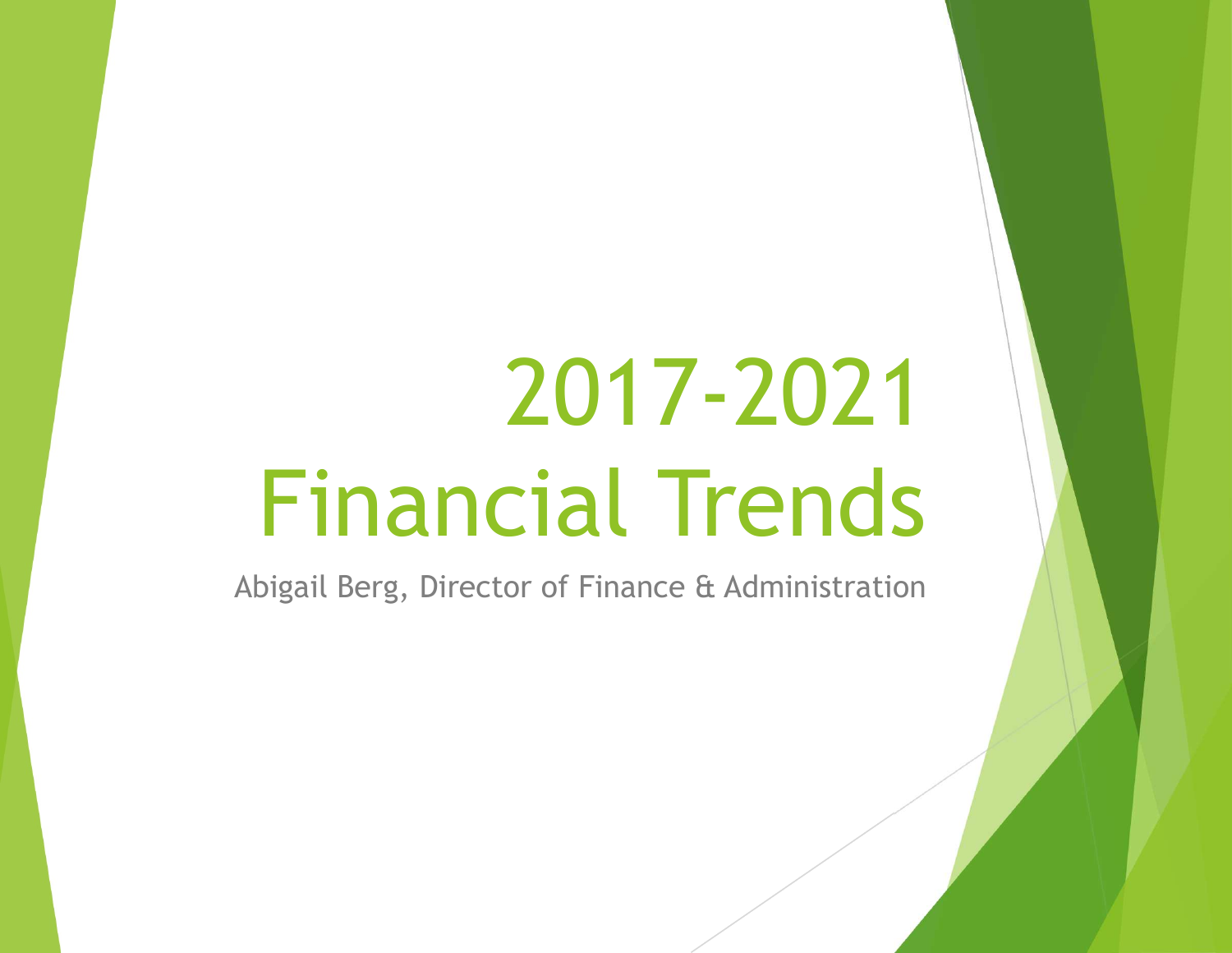# 2017-2021 Financial Trends

Abigail Berg, Director of Finance & Administration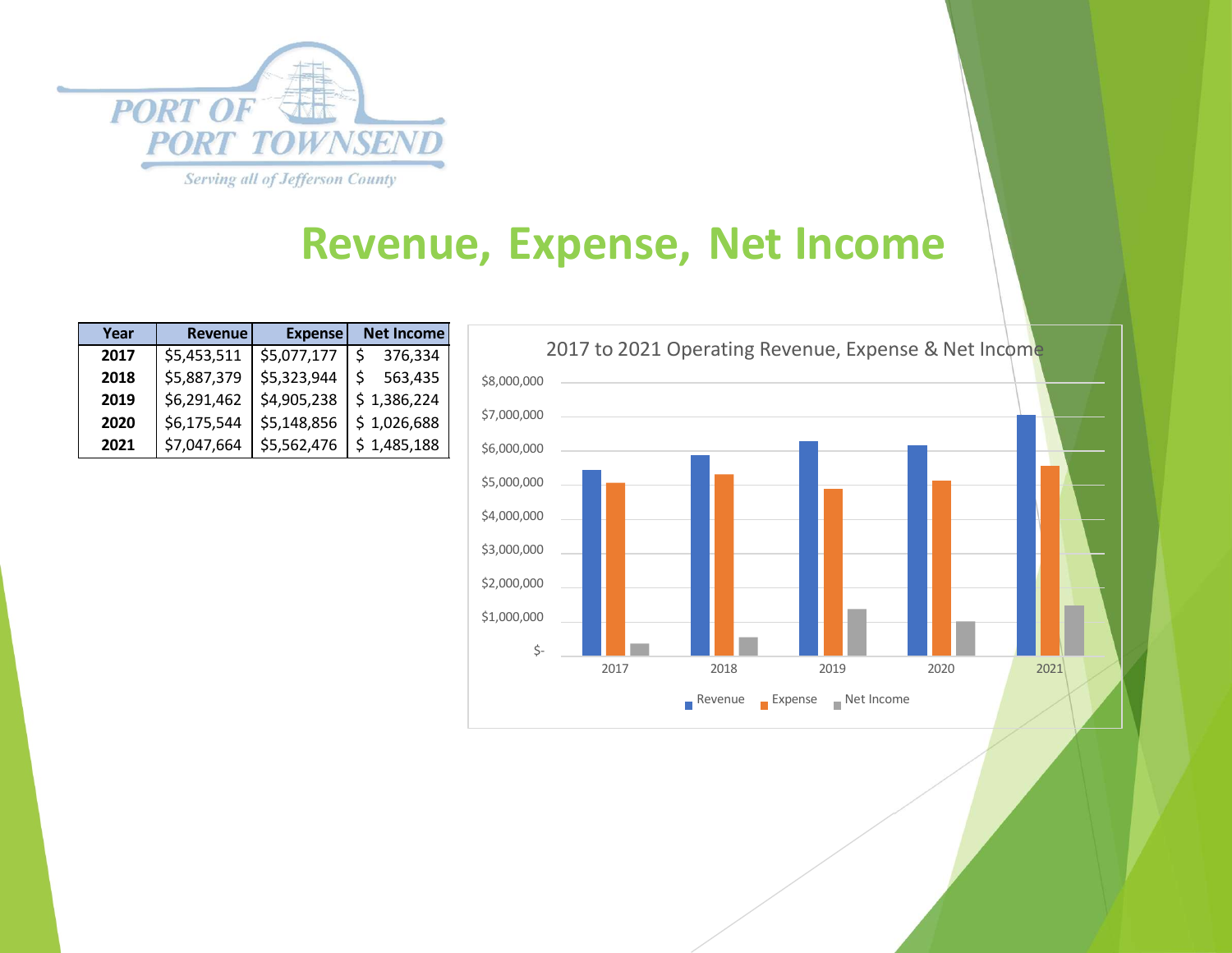PORT OF PORT TOWNSEND

*Serving all of Jefferson County*

# Revenue, Expense, Net Income

| Year | Revenue | Expense | Net Income |
|---|---|---|---|
| **2017** | $5,453,511 | $5,077,177 | $ 376,334 |
| **2018** | $5,887,379 | $5,323,944 | $ 563,435 |
| **2019** | $6,291,462 | $4,905,238 | $ 1,386,224 |
| **2020** | $6,175,544 | $5,148,856 | $ 1,026,688 |
| **2021** | $7,047,664 | $5,562,476 | $ 1,485,188 |

2017 to 2021 Operating Revenue, Expense & Net Income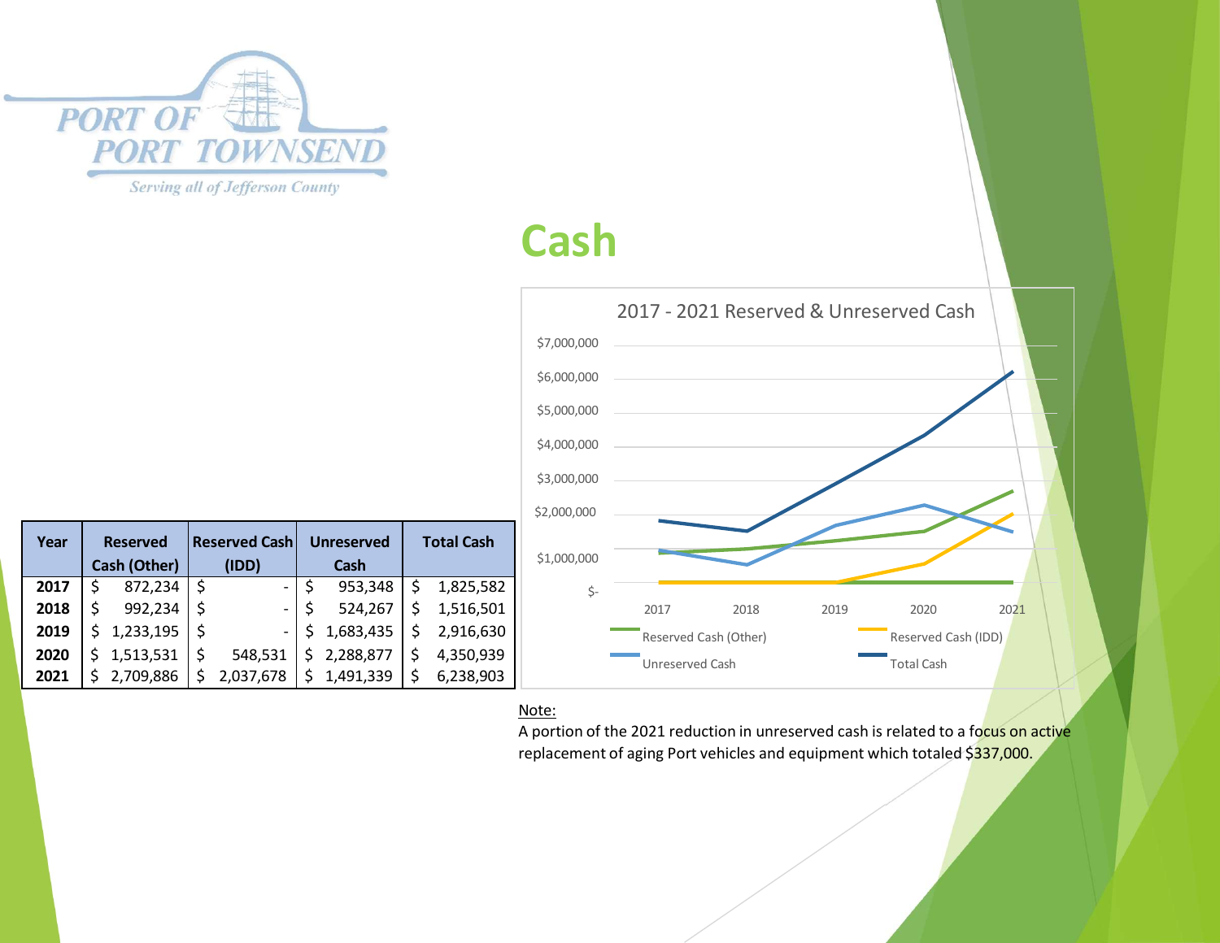PORT OF PORT TOWNSEND

Serving all of Jefferson County

# Cash

| Year | Reserved Cash (Other) | Reserved Cash (IDD) | Unreserved Cash | Total Cash |
|---|---|---|---|---|
| 2017 | $ 872,234 | $ - | $ 953,348 | $ 1,825,582 |
| 2018 | $ 992,234 | $ - | $ 524,267 | $ 1,516,501 |
| 2019 | $ 1,233,195 | $ - | $ 1,683,435 | $ 2,916,630 |
| 2020 | $ 1,513,531 | $ 548,531 | $ 2,288,877 | $ 4,350,939 |
| 2021 | $ 2,709,886 | $ 2,037,678 | $ 1,491,339 | $ 6,238,903 |

2017 - 2021 Reserved & Unreserved Cash

Note:

A portion of the 2021 reduction in unreserved cash is related to a focus on active replacement of aging Port vehicles and equipment which totaled $337,000.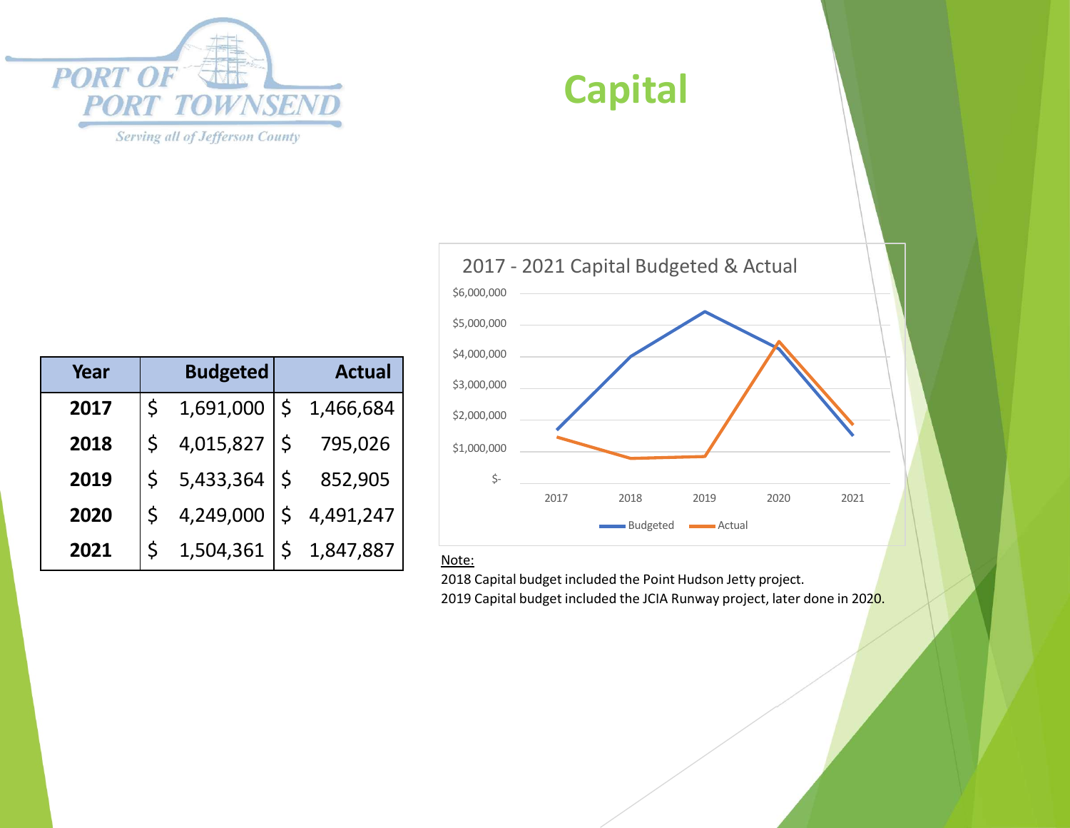PORT OF PORT TOWNSEND

Serving all of Jefferson County

# Capital

| Year | Budgeted | Actual |
| --- | --- | --- |
| **2017** | $ 1,691,000 | $ 1,466,684 |
| **2018** | $ 4,015,827 | $ 795,026 |
| **2019** | $ 5,433,364 | $ 852,905 |
| **2020** | $ 4,249,000 | $ 4,491,247 |
| **2021** | $ 1,504,361 | $ 1,847,887 |

2017 - 2021 Capital Budgeted & Actual

$6,000,000
$5,000,000
$4,000,000
$3,000,000
$2,000,000
$1,000,000
$-

2017
2018
2019
2020
2021

Budgeted
Actual

Note:

2018 Capital budget included the Point Hudson Jetty project.

2019 Capital budget included the JCIA Runway project, later done in 2020.